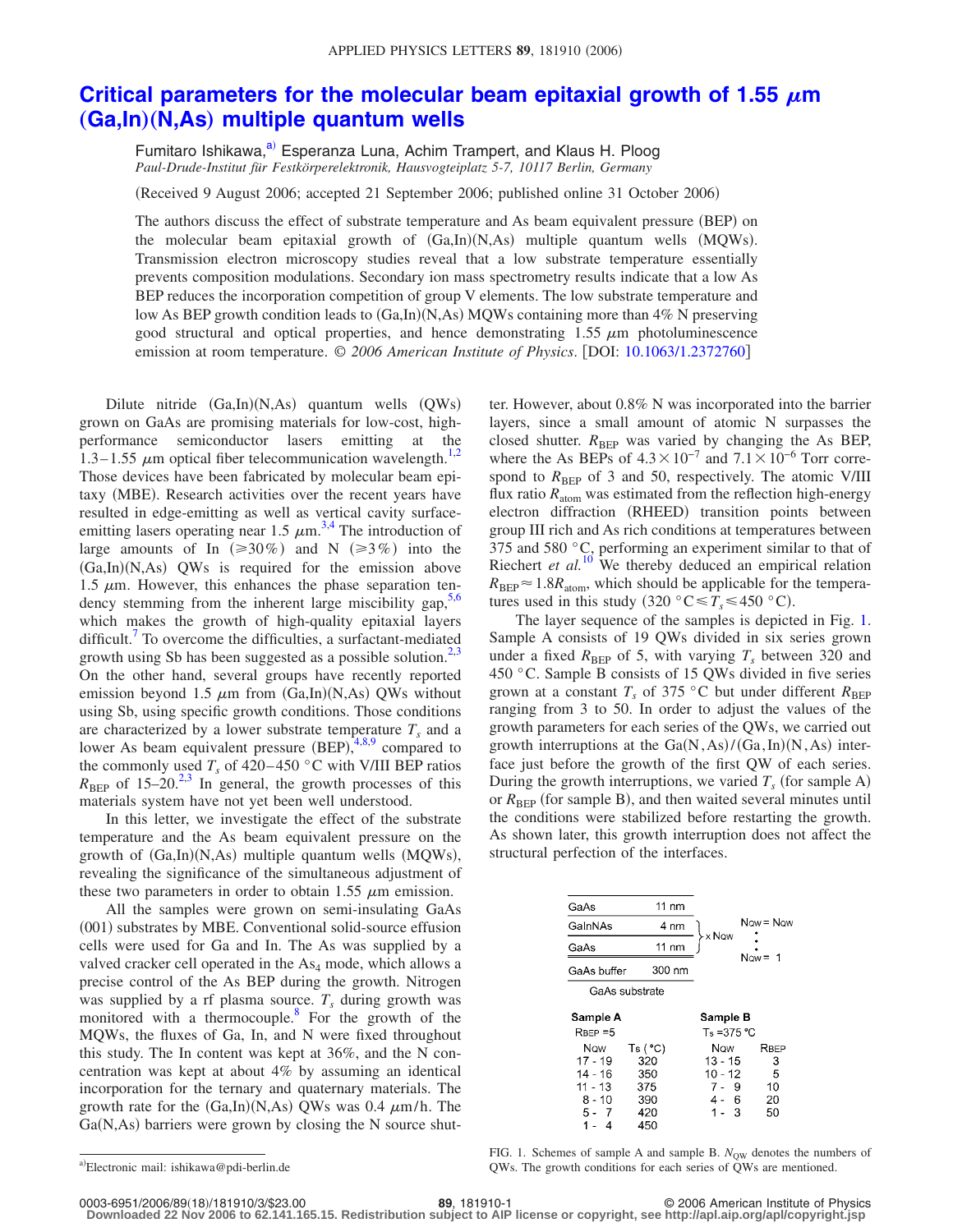# Critical parameters for the molecular beam epitaxial growth of 1.55 μm (Ga,In)(N,As) multiple quantum wells

Fumitaro Ishikawa,[a] Esperanza Luna, Achim Trampert, and Klaus H. Ploog

*Paul-Drude-Institut für Festkörperelektronik, Hausvogteiplatz 5-7, 10117 Berlin, Germany*

(Received 9 August 2006; accepted 21 September 2006; published online 31 October 2006)

The authors discuss the effect of substrate temperature and As beam equivalent pressure (BEP) on the molecular beam epitaxial growth of (Ga,In)(N,As) multiple quantum wells (MQWs). Transmission electron microscopy studies reveal that a low substrate temperature essentially prevents composition modulations. Secondary ion mass spectrometry results indicate that a low As BEP reduces the incorporation competition of group V elements. The low substrate temperature and low As BEP growth condition leads to (Ga,In)(N,As) MQWs containing more than 4% N preserving good structural and optical properties, and hence demonstrating 1.55 μm photoluminescence emission at room temperature. *© 2006 American Institute of Physics*. [DOI: 10.1063/1.2372760]

Dilute nitride (Ga,In)(N,As) quantum wells (QWs) grown on GaAs are promising materials for low-cost, high-performance semiconductor lasers emitting at the 1.3–1.55 μm optical fiber telecommunication wavelength.[1,2] Those devices have been fabricated by molecular beam epitaxy (MBE). Research activities over the recent years have resulted in edge-emitting as well as vertical cavity surface-emitting lasers operating near 1.5 μm.[3,4] The introduction of large amounts of In ($\geqslant 30\%$) and N ($\geqslant 3\%$) into the (Ga,In)(N,As) QWs is required for the emission above 1.5 μm. However, this enhances the phase separation tendency stemming from the inherent large miscibility gap,[5,6] which makes the growth of high-quality epitaxial layers difficult.[7] To overcome the difficulties, a surfactant-mediated growth using Sb has been suggested as a possible solution.[2,3] On the other hand, several groups have recently reported emission beyond 1.5 μm from (Ga,In)(N,As) QWs without using Sb, using specific growth conditions. Those conditions are characterized by a lower substrate temperature $T_s$ and a lower As beam equivalent pressure (BEP),[4,8,9] compared to the commonly used $T_s$ of 420–450 °C with V/III BEP ratios $R_{\mathrm{BEP}}$ of 15–20.[2,3] In general, the growth processes of this materials system have not yet been well understood.

In this letter, we investigate the effect of the substrate temperature and the As beam equivalent pressure on the growth of (Ga,In)(N,As) multiple quantum wells (MQWs), revealing the significance of the simultaneous adjustment of these two parameters in order to obtain 1.55 μm emission.

All the samples were grown on semi-insulating GaAs (001) substrates by MBE. Conventional solid-source effusion cells were used for Ga and In. The As was supplied by a valved cracker cell operated in the $As_4$ mode, which allows a precise control of the As BEP during the growth. Nitrogen was supplied by a rf plasma source. $T_s$ during growth was monitored with a thermocouple.[8] For the growth of the MQWs, the fluxes of Ga, In, and N were fixed throughout this study. The In content was kept at 36%, and the N concentration was kept at about 4% by assuming an identical incorporation for the ternary and quaternary materials. The growth rate for the (Ga,In)(N,As) QWs was 0.4 μm/h. The Ga(N,As) barriers were grown by closing the N source shutter. However, about 0.8% N was incorporated into the barrier layers, since a small amount of atomic N surpasses the closed shutter. $R_{\mathrm{BEP}}$ was varied by changing the As BEP, where the As BEPs of $4.3\times10^{-7}$ and $7.1\times10^{-6}$ Torr correspond to $R_{\mathrm{BEP}}$ of 3 and 50, respectively. The atomic V/III flux ratio $R_{\mathrm{atom}}$ was estimated from the reflection high-energy electron diffraction (RHEED) transition points between group III rich and As rich conditions at temperatures between 375 and 580 °C, performing an experiment similar to that of Riechert *et al.*[10] We thereby deduced an empirical relation $R_{\mathrm{BEP}}\approx 1.8R_{\mathrm{atom}}$, which should be applicable for the temperatures used in this study ($320\ ^\circ\mathrm{C}\leqslant T_s\leqslant 450\ ^\circ\mathrm{C}$).

The layer sequence of the samples is depicted in Fig. 1. Sample A consists of 19 QWs divided in six series grown under a fixed $R_{\mathrm{BEP}}$ of 5, with varying $T_s$ between 320 and 450 °C. Sample B consists of 15 QWs divided in five series grown at a constant $T_s$ of 375 °C but under different $R_{\mathrm{BEP}}$ ranging from 3 to 50. In order to adjust the values of the growth parameters for each series of the QWs, we carried out growth interruptions at the Ga(N,As)/(Ga,In)(N,As) interface just before the growth of the first QW of each series. During the growth interruptions, we varied $T_s$ (for sample A) or $R_{\mathrm{BEP}}$ (for sample B), and then waited several minutes until the conditions were stabilized before restarting the growth. As shown later, this growth interruption does not affect the structural perfection of the interfaces.

| Layer | Thickness | |
|---|---|---|
| GaAs | 11 nm | |
| GaInNAs | 4 nm | $\times N_{QW}$ ($N_{QW}=N_{QW}$ … $N_{QW}=1$) |
| GaAs | 11 nm | |
| GaAs buffer | 300 nm | |
| GaAs substrate | | |

**Sample A** ($R_{BEP}=5$)

| $N_{QW}$ | $T_s$ (°C) |
|---|---|
| 17 - 19 | 320 |
| 14 - 16 | 350 |
| 11 - 13 | 375 |
| 8 - 10 | 390 |
| 5 - 7 | 420 |
| 1 - 4 | 450 |

**Sample B** ($T_s$ = 375 °C)

| $N_{QW}$ | $R_{BEP}$ |
|---|---|
| 13 - 15 | 3 |
| 10 - 12 | 5 |
| 7 - 9 | 10 |
| 4 - 6 | 20 |
| 1 - 3 | 50 |

FIG. 1. Schemes of sample A and sample B. $N_{QW}$ denotes the numbers of QWs. The growth conditions for each series of QWs are mentioned.

[a] Electronic mail: ishikawa@pdi-berlin.de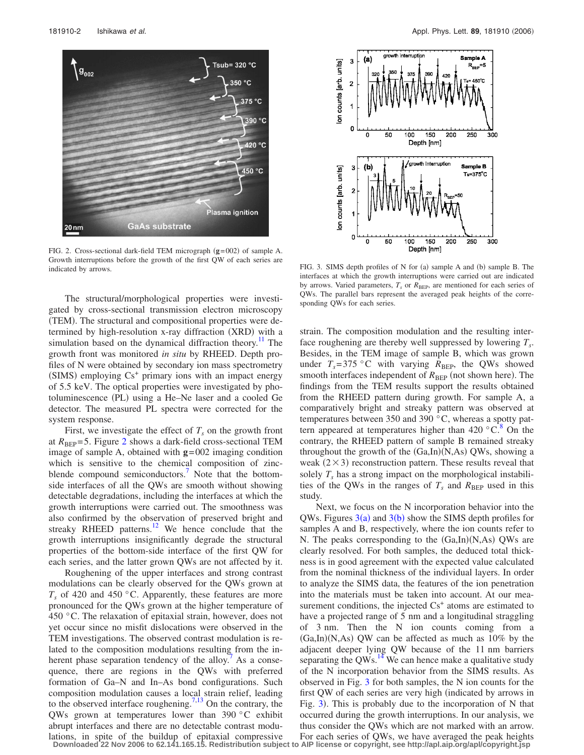FIG. 2. Cross-sectional dark-field TEM micrograph ($\mathbf{g}=002$) of sample A. Growth interruptions before the growth of the first QW of each series are indicated by arrows.

FIG. 3. SIMS depth profiles of N for (a) sample A and (b) sample B. The interfaces at which the growth interruptions were carried out are indicated by arrows. Varied parameters, $T_s$ or $R_{\mathrm{BEP}}$, are mentioned for each series of QWs. The parallel bars represent the averaged peak heights of the corresponding QWs for each series.

The structural/morphological properties were investigated by cross-sectional transmission electron microscopy (TEM). The structural and compositional properties were determined by high-resolution x-ray diffraction (XRD) with a simulation based on the dynamical diffraction theory.[11] The growth front was monitored *in situ* by RHEED. Depth profiles of N were obtained by secondary ion mass spectrometry (SIMS) employing $Cs^+$ primary ions with an impact energy of 5.5 keV. The optical properties were investigated by photoluminescence (PL) using a He–Ne laser and a cooled Ge detector. The measured PL spectra were corrected for the system response.

First, we investigate the effect of $T_s$ on the growth front at $R_{\mathrm{BEP}}=5$. Figure 2 shows a dark-field cross-sectional TEM image of sample A, obtained with $\mathbf{g}=002$ imaging condition which is sensitive to the chemical composition of zinc-blende compound semiconductors.[7] Note that the bottom-side interfaces of all the QWs are smooth without showing detectable degradations, including the interfaces at which the growth interruptions were carried out. The smoothness was also confirmed by the observation of preserved bright and streaky RHEED patterns.[12] We hence conclude that the growth interruptions insignificantly degrade the structural properties of the bottom-side interface of the first QW for each series, and the latter grown QWs are not affected by it.

Roughening of the upper interfaces and strong contrast modulations can be clearly observed for the QWs grown at $T_s$ of 420 and 450 °C. Apparently, these features are more pronounced for the QWs grown at the higher temperature of 450 °C. The relaxation of epitaxial strain, however, does not yet occur since no misfit dislocations were observed in the TEM investigations. The observed contrast modulation is related to the composition modulations resulting from the inherent phase separation tendency of the alloy.[7] As a consequence, there are regions in the QWs with preferred formation of Ga–N and In–As bond configurations. Such composition modulation causes a local strain relief, leading to the observed interface roughening.[7,13] On the contrary, the QWs grown at temperatures lower than 390 °C exhibit abrupt interfaces and there are no detectable contrast modulations, in spite of the buildup of epitaxial compressive strain. The composition modulation and the resulting interface roughening are thereby well suppressed by lowering $T_s$. Besides, in the TEM image of sample B, which was grown under $T_s=375$ °C with varying $R_{\mathrm{BEP}}$, the QWs showed smooth interfaces independent of $R_{\mathrm{BEP}}$ (not shown here). The findings from the TEM results support the results obtained from the RHEED pattern during growth. For sample A, a comparatively bright and streaky pattern was observed at temperatures between 350 and 390 °C, whereas a spotty pattern appeared at temperatures higher than 420 °C.[8] On the contrary, the RHEED pattern of sample B remained streaky throughout the growth of the (Ga,In)(N,As) QWs, showing a weak $(2\times3)$ reconstruction pattern. These results reveal that solely $T_s$ has a strong impact on the morphological instabilities of the QWs in the ranges of $T_s$ and $R_{\mathrm{BEP}}$ used in this study.

Next, we focus on the N incorporation behavior into the QWs. Figures 3(a) and 3(b) show the SIMS depth profiles for samples A and B, respectively, where the ion counts refer to N. The peaks corresponding to the (Ga,In)(N,As) QWs are clearly resolved. For both samples, the deduced total thickness is in good agreement with the expected value calculated from the nominal thickness of the individual layers. In order to analyze the SIMS data, the features of the ion penetration into the materials must be taken into account. At our measurement conditions, the injected $Cs^+$ atoms are estimated to have a projected range of 5 nm and a longitudinal straggling of 3 nm. Then the N ion counts coming from a (Ga,In)(N,As) QW can be affected as much as 10% by the adjacent deeper lying QW because of the 11 nm barriers separating the QWs.[14] We can hence make a qualitative study of the N incorporation behavior from the SIMS results. As observed in Fig. 3 for both samples, the N ion counts for the first QW of each series are very high (indicated by arrows in Fig. 3). This is probably due to the incorporation of N that occurred during the growth interruptions. In our analysis, we thus consider the QWs which are not marked with an arrow. For each series of QWs, we have averaged the peak heights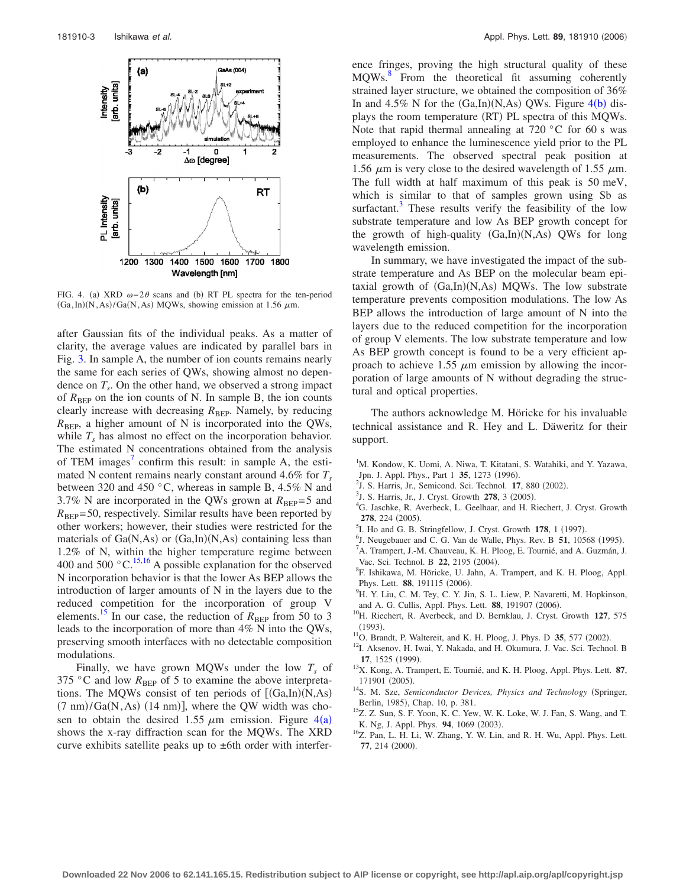(a)

Intensity [arb. units]

GaAs (004)

SL+2

experiment

SL-4 SL-2 SL0

SL-6

SL+4

SL+6

simulation

-3 -2 -1 0 1 2

Δω [degree]

(b)

RT

PL Intensity [arb. units]

1200 1300 1400 1500 1600 1700 1800

Wavelength [nm]

FIG. 4. (a) XRD $\omega-2\theta$ scans and (b) RT PL spectra for the ten-period (Ga,In)(N,As)/Ga(N,As) MQWs, showing emission at 1.56 $\mu$m.

after Gaussian fits of the individual peaks. As a matter of clarity, the average values are indicated by parallel bars in Fig. 3. In sample A, the number of ion counts remains nearly the same for each series of QWs, showing almost no dependence on $T_s$. On the other hand, we observed a strong impact of $R_{\mathrm{BEP}}$ on the ion counts of N. In sample B, the ion counts clearly increase with decreasing $R_{\mathrm{BEP}}$. Namely, by reducing $R_{\mathrm{BEP}}$, a higher amount of N is incorporated into the QWs, while $T_s$ has almost no effect on the incorporation behavior. The estimated N concentrations obtained from the analysis of TEM images[7] confirm this result: in sample A, the estimated N content remains nearly constant around 4.6% for $T_s$ between 320 and 450 °C, whereas in sample B, 4.5% N and 3.7% N are incorporated in the QWs grown at $R_{\mathrm{BEP}}=5$ and $R_{\mathrm{BEP}}=50$, respectively. Similar results have been reported by other workers; however, their studies were restricted for the materials of Ga(N,As) or (Ga,In)(N,As) containing less than 1.2% of N, within the higher temperature regime between 400 and 500 °C.[15,16] A possible explanation for the observed N incorporation behavior is that the lower As BEP allows the introduction of larger amounts of N in the layers due to the reduced competition for the incorporation of group V elements.[15] In our case, the reduction of $R_{\mathrm{BEP}}$ from 50 to 3 leads to the incorporation of more than 4% N into the QWs, preserving smooth interfaces with no detectable composition modulations.

Finally, we have grown MQWs under the low $T_s$ of 375 °C and low $R_{\mathrm{BEP}}$ of 5 to examine the above interpretations. The MQWs consist of ten periods of [(Ga,In)(N,As) (7 nm)/Ga(N,As) (14 nm)], where the QW width was chosen to obtain the desired 1.55 $\mu$m emission. Figure 4(a) shows the x-ray diffraction scan for the MQWs. The XRD curve exhibits satellite peaks up to ±6th order with interference fringes, proving the high structural quality of these MQWs.[8] From the theoretical fit assuming coherently strained layer structure, we obtained the composition of 36% In and 4.5% N for the (Ga,In)(N,As) QWs. Figure 4(b) displays the room temperature (RT) PL spectra of this MQWs. Note that rapid thermal annealing at 720 °C for 60 s was employed to enhance the luminescence yield prior to the PL measurements. The observed spectral peak position at 1.56 $\mu$m is very close to the desired wavelength of 1.55 $\mu$m. The full width at half maximum of this peak is 50 meV, which is similar to that of samples grown using Sb as surfactant.[3] These results verify the feasibility of the low substrate temperature and low As BEP growth concept for the growth of high-quality (Ga,In)(N,As) QWs for long wavelength emission.

In summary, we have investigated the impact of the substrate temperature and As BEP on the molecular beam epitaxial growth of (Ga,In)(N,As) MQWs. The low substrate temperature prevents composition modulations. The low As BEP allows the introduction of large amount of N into the layers due to the reduced competition for the incorporation of group V elements. The low substrate temperature and low As BEP growth concept is found to be a very efficient approach to achieve 1.55 $\mu$m emission by allowing the incorporation of large amounts of N without degrading the structural and optical properties.

The authors acknowledge M. Höricke for his invaluable technical assistance and R. Hey and L. Däweritz for their support.

[1] M. Kondow, K. Uomi, A. Niwa, T. Kitatani, S. Watahiki, and Y. Yazawa, Jpn. J. Appl. Phys., Part 1 **35**, 1273 (1996).
[2] J. S. Harris, Jr., Semicond. Sci. Technol. **17**, 880 (2002).
[3] J. S. Harris, Jr., J. Cryst. Growth **278**, 3 (2005).
[4] G. Jaschke, R. Averbeck, L. Geelhaar, and H. Riechert, J. Cryst. Growth **278**, 224 (2005).
[5] I. Ho and G. B. Stringfellow, J. Cryst. Growth **178**, 1 (1997).
[6] J. Neugebauer and C. G. Van de Walle, Phys. Rev. B **51**, 10568 (1995).
[7] A. Trampert, J.-M. Chauveau, K. H. Ploog, E. Tournié, and A. Guzmán, J. Vac. Sci. Technol. B **22**, 2195 (2004).
[8] F. Ishikawa, M. Höricke, U. Jahn, A. Trampert, and K. H. Ploog, Appl. Phys. Lett. **88**, 191115 (2006).
[9] H. Y. Liu, C. M. Tey, C. Y. Jin, S. L. Liew, P. Navaretti, M. Hopkinson, and A. G. Cullis, Appl. Phys. Lett. **88**, 191907 (2006).
[10] H. Riechert, R. Averbeck, and D. Bernklau, J. Cryst. Growth **127**, 575 (1993).
[11] O. Brandt, P. Waltereit, and K. H. Ploog, J. Phys. D **35**, 577 (2002).
[12] I. Aksenov, Y. Iwai, Y. Nakada, and H. Okumura, J. Vac. Sci. Technol. B **17**, 1525 (1999).
[13] X. Kong, A. Trampert, E. Tournié, and K. H. Ploog, Appl. Phys. Lett. **87**, 171901 (2005).
[14] S. M. Sze, *Semiconductor Devices, Physics and Technology* (Springer, Berlin, 1985), Chap. 10, p. 381.
[15] Z. Z. Sun, S. F. Yoon, K. C. Yew, W. K. Loke, W. J. Fan, S. Wang, and T. K. Ng, J. Appl. Phys. **94**, 1069 (2003).
[16] Z. Pan, L. H. Li, W. Zhang, Y. W. Lin, and R. H. Wu, Appl. Phys. Lett. **77**, 214 (2000).